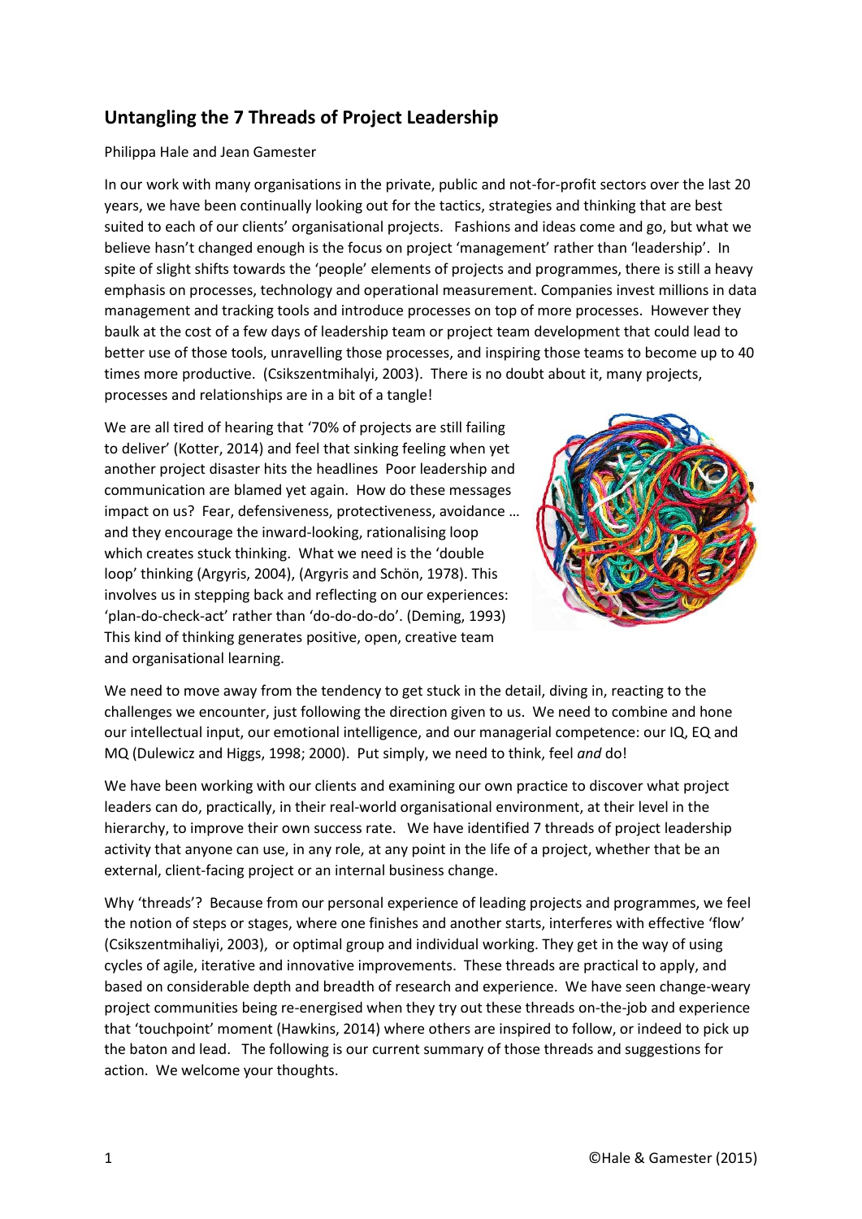## Untangling the 7 Threads of Project Leadership

Philippa Hale and Jean Gamester

In our work with many organisations in the private, public and not-for-profit sectors over the last 20 years, we have been continually looking out for the tactics, strategies and thinking that are best suited to each of our clients' organisational projects. Fashions and ideas come and go, but what we believe hasn't changed enough is the focus on project 'management' rather than 'leadership'. In spite of slight shifts towards the 'people' elements of projects and programmes, there is still a heavy emphasis on processes, technology and operational measurement. Companies invest millions in data management and tracking tools and introduce processes on top of more processes. However they baulk at the cost of a few days of leadership team or project team development that could lead to better use of those tools, unravelling those processes, and inspiring those teams to become up to 40 times more productive. (Csikszentmihalyi, 2003). There is no doubt about it, many projects, processes and relationships are in a bit of a tangle!

We are all tired of hearing that '70% of projects are still failing to deliver' (Kotter, 2014) and feel that sinking feeling when yet another project disaster hits the headlines Poor leadership and communication are blamed yet again. How do these messages impact on us? Fear, defensiveness, protectiveness, avoidance … and they encourage the inward-looking, rationalising loop which creates stuck thinking. What we need is the 'double loop' thinking (Argyris, 2004), (Argyris and Schön, 1978). This involves us in stepping back and reflecting on our experiences: 'plan-do-check-act' rather than 'do-do-do-do'. (Deming, 1993) This kind of thinking generates positive, open, creative team and organisational learning.

We need to move away from the tendency to get stuck in the detail, diving in, reacting to the challenges we encounter, just following the direction given to us. We need to combine and hone our intellectual input, our emotional intelligence, and our managerial competence: our IQ, EQ and MQ (Dulewicz and Higgs, 1998; 2000). Put simply, we need to think, feel *and* do!

We have been working with our clients and examining our own practice to discover what project leaders can do, practically, in their real-world organisational environment, at their level in the hierarchy, to improve their own success rate. We have identified 7 threads of project leadership activity that anyone can use, in any role, at any point in the life of a project, whether that be an external, client-facing project or an internal business change.

Why 'threads'? Because from our personal experience of leading projects and programmes, we feel the notion of steps or stages, where one finishes and another starts, interferes with effective 'flow' (Csikszentmihaliyi, 2003), or optimal group and individual working. They get in the way of using cycles of agile, iterative and innovative improvements. These threads are practical to apply, and based on considerable depth and breadth of research and experience. We have seen change-weary project communities being re-energised when they try out these threads on-the-job and experience that 'touchpoint' moment (Hawkins, 2014) where others are inspired to follow, or indeed to pick up the baton and lead. The following is our current summary of those threads and suggestions for action. We welcome your thoughts.

©Hale & Gamester (2015)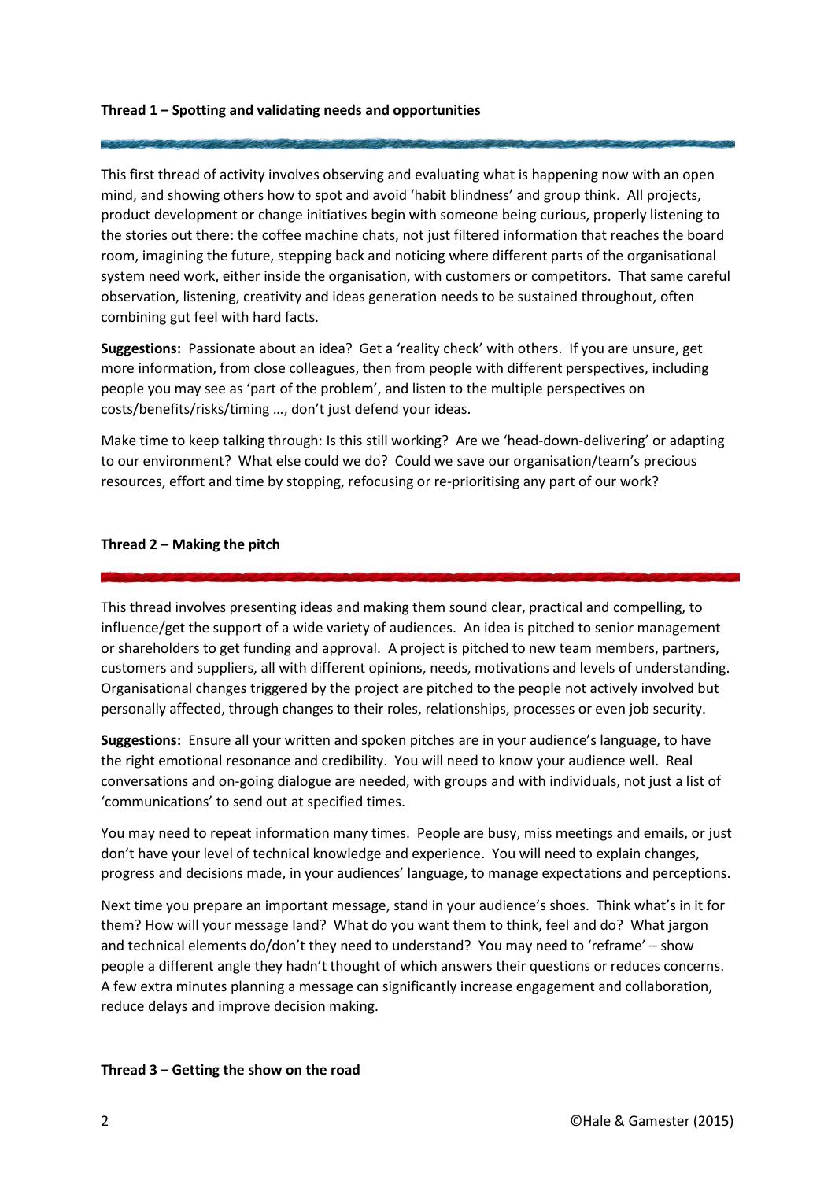### Thread 1 – Spotting and validating needs and opportunities

This first thread of activity involves observing and evaluating what is happening now with an open mind, and showing others how to spot and avoid 'habit blindness' and group think. All projects, product development or change initiatives begin with someone being curious, properly listening to the stories out there: the coffee machine chats, not just filtered information that reaches the board room, imagining the future, stepping back and noticing where different parts of the organisational system need work, either inside the organisation, with customers or competitors. That same careful observation, listening, creativity and ideas generation needs to be sustained throughout, often combining gut feel with hard facts.

**Suggestions:** Passionate about an idea? Get a 'reality check' with others. If you are unsure, get more information, from close colleagues, then from people with different perspectives, including people you may see as 'part of the problem', and listen to the multiple perspectives on costs/benefits/risks/timing …, don't just defend your ideas.

Make time to keep talking through: Is this still working? Are we 'head-down-delivering' or adapting to our environment? What else could we do? Could we save our organisation/team's precious resources, effort and time by stopping, refocusing or re-prioritising any part of our work?

### Thread 2 – Making the pitch

This thread involves presenting ideas and making them sound clear, practical and compelling, to influence/get the support of a wide variety of audiences. An idea is pitched to senior management or shareholders to get funding and approval. A project is pitched to new team members, partners, customers and suppliers, all with different opinions, needs, motivations and levels of understanding. Organisational changes triggered by the project are pitched to the people not actively involved but personally affected, through changes to their roles, relationships, processes or even job security.

**Suggestions:** Ensure all your written and spoken pitches are in your audience's language, to have the right emotional resonance and credibility. You will need to know your audience well. Real conversations and on-going dialogue are needed, with groups and with individuals, not just a list of 'communications' to send out at specified times.

You may need to repeat information many times. People are busy, miss meetings and emails, or just don't have your level of technical knowledge and experience. You will need to explain changes, progress and decisions made, in your audiences' language, to manage expectations and perceptions.

Next time you prepare an important message, stand in your audience's shoes. Think what's in it for them? How will your message land? What do you want them to think, feel and do? What jargon and technical elements do/don't they need to understand? You may need to 'reframe' – show people a different angle they hadn't thought of which answers their questions or reduces concerns. A few extra minutes planning a message can significantly increase engagement and collaboration, reduce delays and improve decision making.

### Thread 3 – Getting the show on the road

©Hale & Gamester (2015)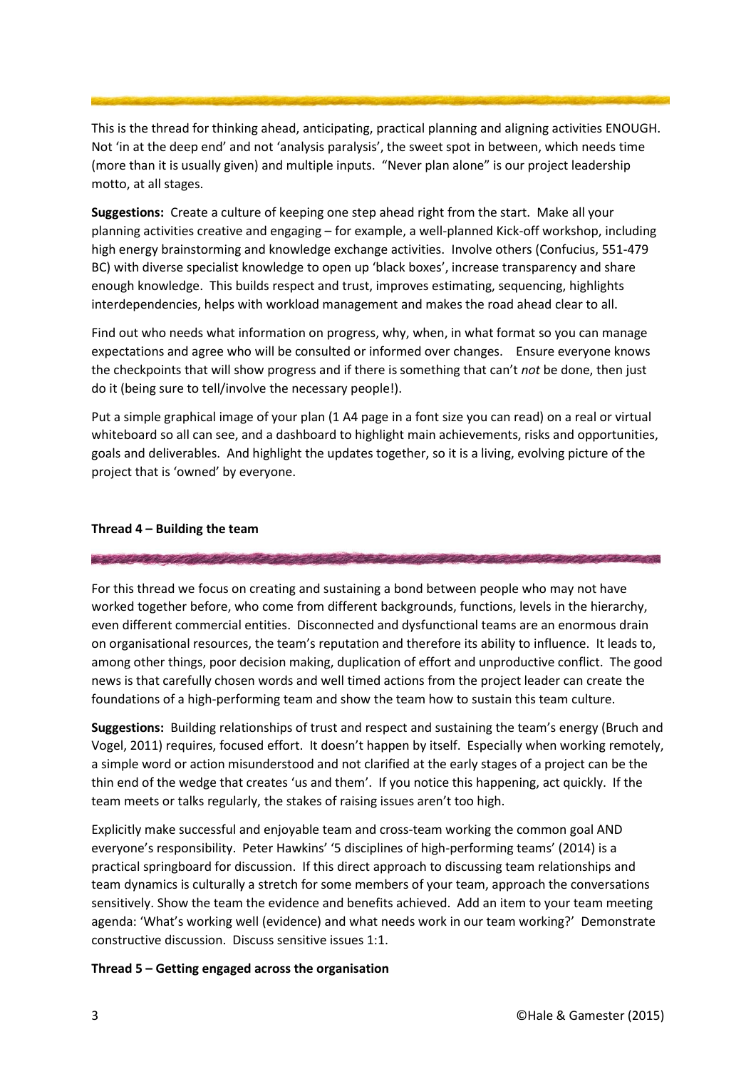This is the thread for thinking ahead, anticipating, practical planning and aligning activities ENOUGH. Not 'in at the deep end' and not 'analysis paralysis', the sweet spot in between, which needs time (more than it is usually given) and multiple inputs. "Never plan alone" is our project leadership motto, at all stages.

**Suggestions:** Create a culture of keeping one step ahead right from the start. Make all your planning activities creative and engaging – for example, a well-planned Kick-off workshop, including high energy brainstorming and knowledge exchange activities. Involve others (Confucius, 551-479 BC) with diverse specialist knowledge to open up 'black boxes', increase transparency and share enough knowledge. This builds respect and trust, improves estimating, sequencing, highlights interdependencies, helps with workload management and makes the road ahead clear to all.

Find out who needs what information on progress, why, when, in what format so you can manage expectations and agree who will be consulted or informed over changes. Ensure everyone knows the checkpoints that will show progress and if there is something that can't *not* be done, then just do it (being sure to tell/involve the necessary people!).

Put a simple graphical image of your plan (1 A4 page in a font size you can read) on a real or virtual whiteboard so all can see, and a dashboard to highlight main achievements, risks and opportunities, goals and deliverables. And highlight the updates together, so it is a living, evolving picture of the project that is 'owned' by everyone.

**Thread 4 – Building the team**

For this thread we focus on creating and sustaining a bond between people who may not have worked together before, who come from different backgrounds, functions, levels in the hierarchy, even different commercial entities. Disconnected and dysfunctional teams are an enormous drain on organisational resources, the team's reputation and therefore its ability to influence. It leads to, among other things, poor decision making, duplication of effort and unproductive conflict. The good news is that carefully chosen words and well timed actions from the project leader can create the foundations of a high-performing team and show the team how to sustain this team culture.

**Suggestions:** Building relationships of trust and respect and sustaining the team's energy (Bruch and Vogel, 2011) requires, focused effort. It doesn't happen by itself. Especially when working remotely, a simple word or action misunderstood and not clarified at the early stages of a project can be the thin end of the wedge that creates 'us and them'. If you notice this happening, act quickly. If the team meets or talks regularly, the stakes of raising issues aren't too high.

Explicitly make successful and enjoyable team and cross-team working the common goal AND everyone's responsibility. Peter Hawkins' '5 disciplines of high-performing teams' (2014) is a practical springboard for discussion. If this direct approach to discussing team relationships and team dynamics is culturally a stretch for some members of your team, approach the conversations sensitively. Show the team the evidence and benefits achieved. Add an item to your team meeting agenda: 'What's working well (evidence) and what needs work in our team working?' Demonstrate constructive discussion. Discuss sensitive issues 1:1.

**Thread 5 – Getting engaged across the organisation**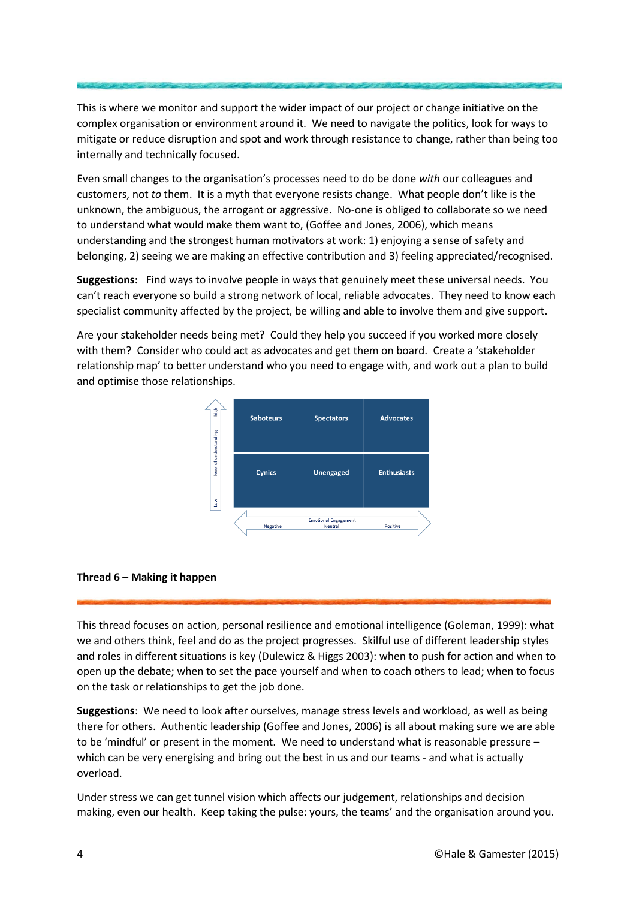This is where we monitor and support the wider impact of our project or change initiative on the complex organisation or environment around it. We need to navigate the politics, look for ways to mitigate or reduce disruption and spot and work through resistance to change, rather than being too internally and technically focused.

Even small changes to the organisation's processes need to do be done *with* our colleagues and customers, not *to* them. It is a myth that everyone resists change. What people don't like is the unknown, the ambiguous, the arrogant or aggressive. No-one is obliged to collaborate so we need to understand what would make them want to, (Goffee and Jones, 2006), which means understanding and the strongest human motivators at work: 1) enjoying a sense of safety and belonging, 2) seeing we are making an effective contribution and 3) feeling appreciated/recognised.

**Suggestions:** Find ways to involve people in ways that genuinely meet these universal needs. You can't reach everyone so build a strong network of local, reliable advocates. They need to know each specialist community affected by the project, be willing and able to involve them and give support.

Are your stakeholder needs being met? Could they help you succeed if you worked more closely with them? Consider who could act as advocates and get them on board. Create a 'stakeholder relationship map' to better understand who you need to engage with, and work out a plan to build and optimise those relationships.

high
level of understanding
Low

Saboteurs
Spectators
Advocates
Cynics
Unengaged
Enthusiasts

Emotional Engagement
Negative
Neutral
Positive

**Thread 6 – Making it happen**

This thread focuses on action, personal resilience and emotional intelligence (Goleman, 1999): what we and others think, feel and do as the project progresses. Skilful use of different leadership styles and roles in different situations is key (Dulewicz & Higgs 2003): when to push for action and when to open up the debate; when to set the pace yourself and when to coach others to lead; when to focus on the task or relationships to get the job done.

**Suggestions**: We need to look after ourselves, manage stress levels and workload, as well as being there for others. Authentic leadership (Goffee and Jones, 2006) is all about making sure we are able to be 'mindful' or present in the moment. We need to understand what is reasonable pressure – which can be very energising and bring out the best in us and our teams - and what is actually overload.

Under stress we can get tunnel vision which affects our judgement, relationships and decision making, even our health. Keep taking the pulse: yours, the teams' and the organisation around you.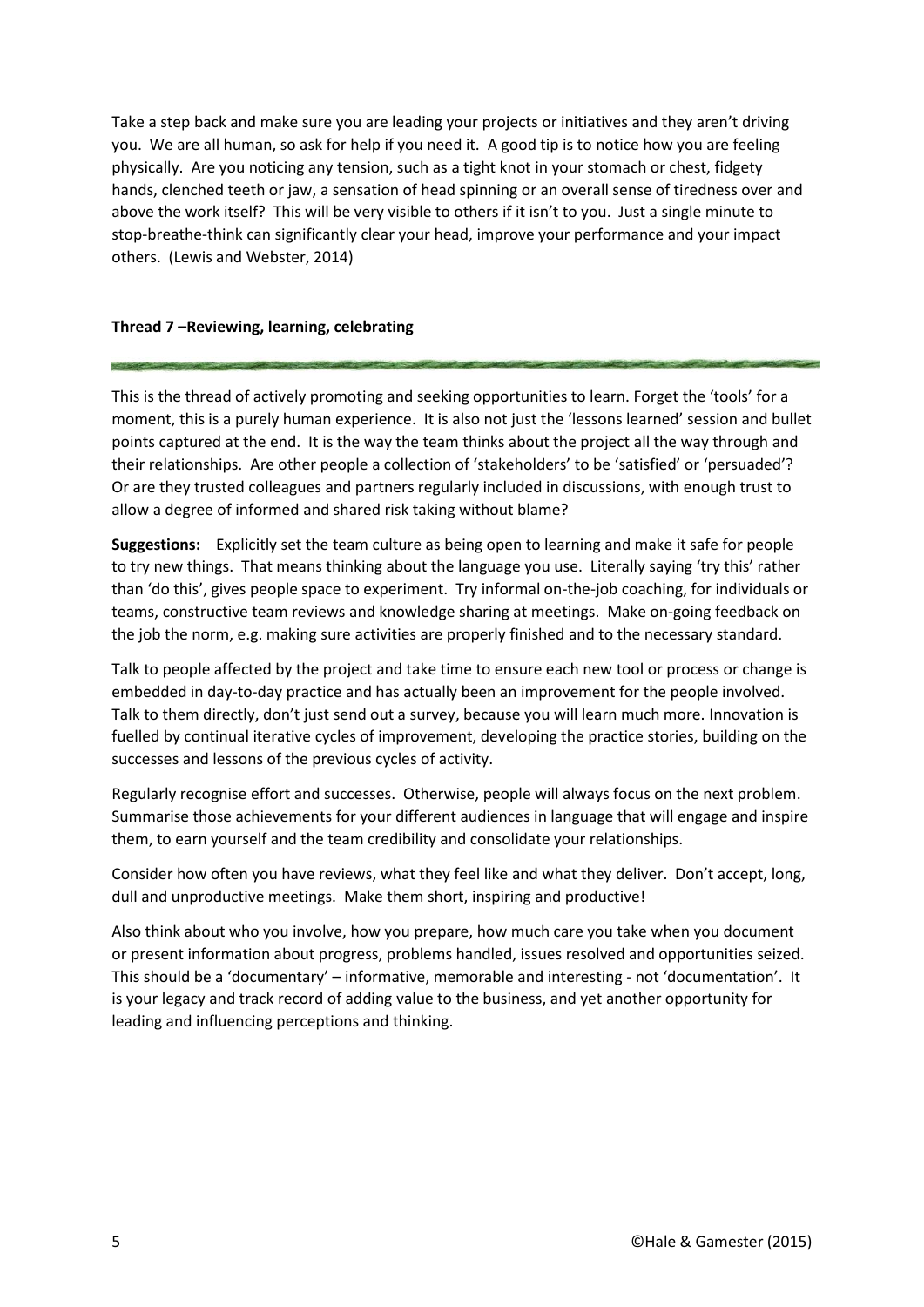Take a step back and make sure you are leading your projects or initiatives and they aren't driving you. We are all human, so ask for help if you need it. A good tip is to notice how you are feeling physically. Are you noticing any tension, such as a tight knot in your stomach or chest, fidgety hands, clenched teeth or jaw, a sensation of head spinning or an overall sense of tiredness over and above the work itself? This will be very visible to others if it isn't to you. Just a single minute to stop-breathe-think can significantly clear your head, improve your performance and your impact others. (Lewis and Webster, 2014)

**Thread 7 –Reviewing, learning, celebrating**

This is the thread of actively promoting and seeking opportunities to learn. Forget the 'tools' for a moment, this is a purely human experience. It is also not just the 'lessons learned' session and bullet points captured at the end. It is the way the team thinks about the project all the way through and their relationships. Are other people a collection of 'stakeholders' to be 'satisfied' or 'persuaded'? Or are they trusted colleagues and partners regularly included in discussions, with enough trust to allow a degree of informed and shared risk taking without blame?

**Suggestions:** Explicitly set the team culture as being open to learning and make it safe for people to try new things. That means thinking about the language you use. Literally saying 'try this' rather than 'do this', gives people space to experiment. Try informal on-the-job coaching, for individuals or teams, constructive team reviews and knowledge sharing at meetings. Make on-going feedback on the job the norm, e.g. making sure activities are properly finished and to the necessary standard.

Talk to people affected by the project and take time to ensure each new tool or process or change is embedded in day-to-day practice and has actually been an improvement for the people involved. Talk to them directly, don't just send out a survey, because you will learn much more. Innovation is fuelled by continual iterative cycles of improvement, developing the practice stories, building on the successes and lessons of the previous cycles of activity.

Regularly recognise effort and successes. Otherwise, people will always focus on the next problem. Summarise those achievements for your different audiences in language that will engage and inspire them, to earn yourself and the team credibility and consolidate your relationships.

Consider how often you have reviews, what they feel like and what they deliver. Don't accept, long, dull and unproductive meetings. Make them short, inspiring and productive!

Also think about who you involve, how you prepare, how much care you take when you document or present information about progress, problems handled, issues resolved and opportunities seized. This should be a 'documentary' – informative, memorable and interesting - not 'documentation'. It is your legacy and track record of adding value to the business, and yet another opportunity for leading and influencing perceptions and thinking.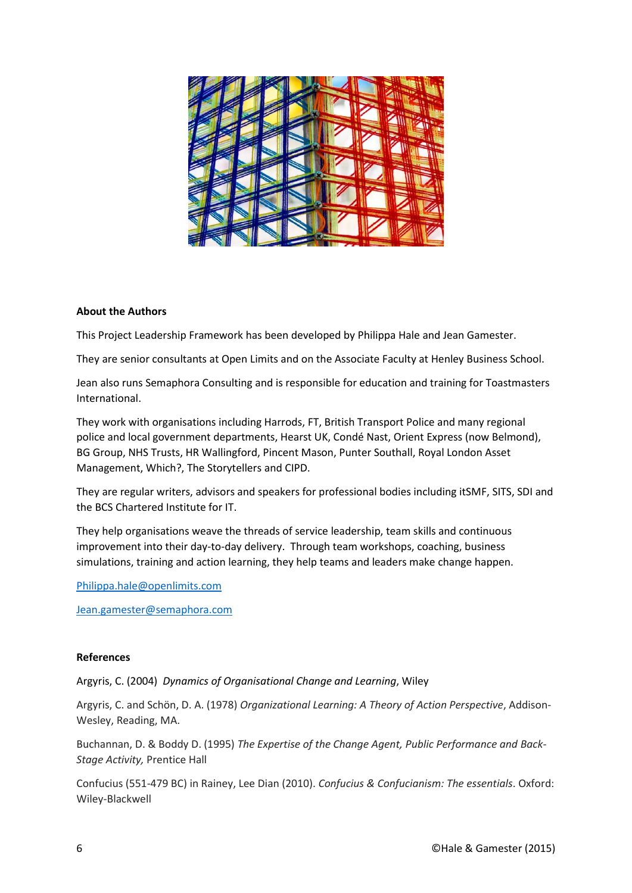**About the Authors**

This Project Leadership Framework has been developed by Philippa Hale and Jean Gamester.

They are senior consultants at Open Limits and on the Associate Faculty at Henley Business School.

Jean also runs Semaphora Consulting and is responsible for education and training for Toastmasters International.

They work with organisations including Harrods, FT, British Transport Police and many regional police and local government departments, Hearst UK, Condé Nast, Orient Express (now Belmond), BG Group, NHS Trusts, HR Wallingford, Pincent Mason, Punter Southall, Royal London Asset Management, Which?, The Storytellers and CIPD.

They are regular writers, advisors and speakers for professional bodies including itSMF, SITS, SDI and the BCS Chartered Institute for IT.

They help organisations weave the threads of service leadership, team skills and continuous improvement into their day-to-day delivery. Through team workshops, coaching, business simulations, training and action learning, they help teams and leaders make change happen.

Philippa.hale@openlimits.com

Jean.gamester@semaphora.com

**References**

Argyris, C. (2004) *Dynamics of Organisational Change and Learning*, Wiley

Argyris, C. and Schön, D. A. (1978) *Organizational Learning: A Theory of Action Perspective*, Addison-Wesley, Reading, MA.

Buchannan, D. & Boddy D. (1995) *The Expertise of the Change Agent, Public Performance and Back-Stage Activity,* Prentice Hall

Confucius (551-479 BC) in Rainey, Lee Dian (2010). *Confucius & Confucianism: The essentials*. Oxford: Wiley-Blackwell

©Hale & Gamester (2015)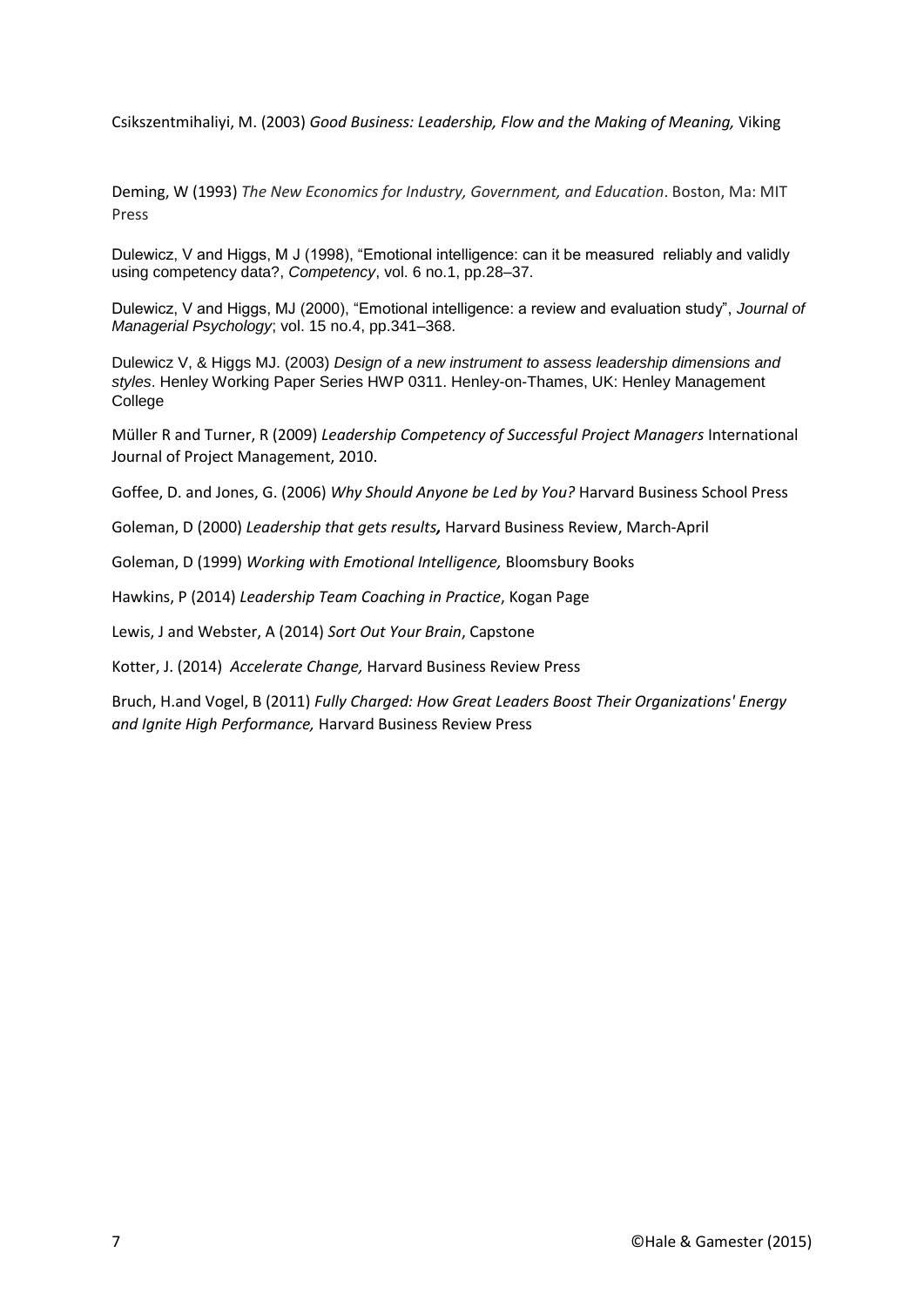Csikszentmihaliyi, M. (2003) *Good Business: Leadership, Flow and the Making of Meaning,* Viking

Deming, W (1993) *The New Economics for Industry, Government, and Education*. Boston, Ma: MIT Press

Dulewicz, V and Higgs, M J (1998), "Emotional intelligence: can it be measured reliably and validly using competency data?, *Competency*, vol. 6 no.1, pp.28–37.

Dulewicz, V and Higgs, MJ (2000), "Emotional intelligence: a review and evaluation study", *Journal of Managerial Psychology*; vol. 15 no.4, pp.341–368.

Dulewicz V, & Higgs MJ. (2003) *Design of a new instrument to assess leadership dimensions and styles*. Henley Working Paper Series HWP 0311. Henley-on-Thames, UK: Henley Management College

Müller R and Turner, R (2009) *Leadership Competency of Successful Project Managers* International Journal of Project Management, 2010.

Goffee, D. and Jones, G. (2006) *Why Should Anyone be Led by You?* Harvard Business School Press

Goleman, D (2000) *Leadership that gets results,* Harvard Business Review, March-April

Goleman, D (1999) *Working with Emotional Intelligence,* Bloomsbury Books

Hawkins, P (2014) *Leadership Team Coaching in Practice*, Kogan Page

Lewis, J and Webster, A (2014) *Sort Out Your Brain*, Capstone

Kotter, J. (2014) *Accelerate Change,* Harvard Business Review Press

Bruch, H.and Vogel, B (2011) *Fully Charged: How Great Leaders Boost Their Organizations' Energy and Ignite High Performance,* Harvard Business Review Press